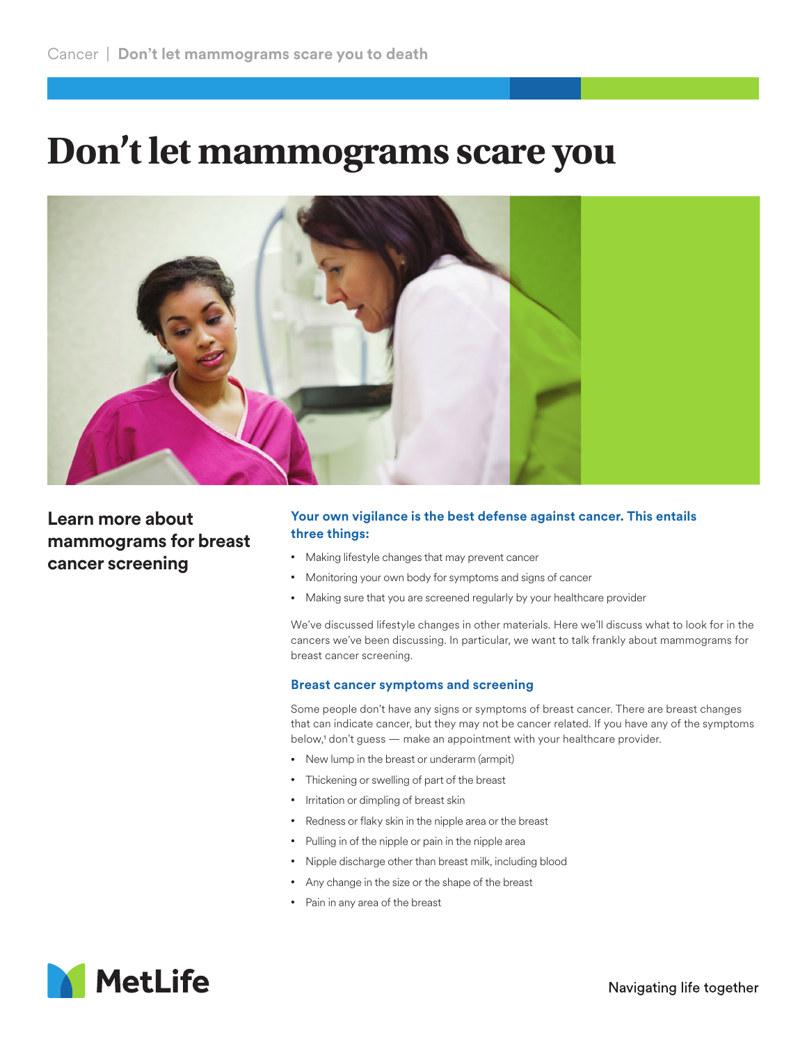# Don't let mammograms scare you

## Learn more about mammograms for breast cancer screening

### Your own vigilance is the best defense against cancer. This entails three things:

- Making lifestyle changes that may prevent cancer
- Monitoring your own body for symptoms and signs of cancer
- Making sure that you are screened regularly by your healthcare provider

We've discussed lifestyle changes in other materials. Here we'll discuss what to look for in the cancers we've been discussing. In particular, we want to talk frankly about mammograms for breast cancer screening.

### Breast cancer symptoms and screening

Some people don't have any signs or symptoms of breast cancer. There are breast changes that can indicate cancer, but they may not be cancer related. If you have any of the symptoms below,[1] don't guess — make an appointment with your healthcare provider.

- New lump in the breast or underarm (armpit)
- Thickening or swelling of part of the breast
- Irritation or dimpling of breast skin
- Redness or flaky skin in the nipple area or the breast
- Pulling in of the nipple or pain in the nipple area
- Nipple discharge other than breast milk, including blood
- Any change in the size or the shape of the breast
- Pain in any area of the breast

MetLife

Navigating life together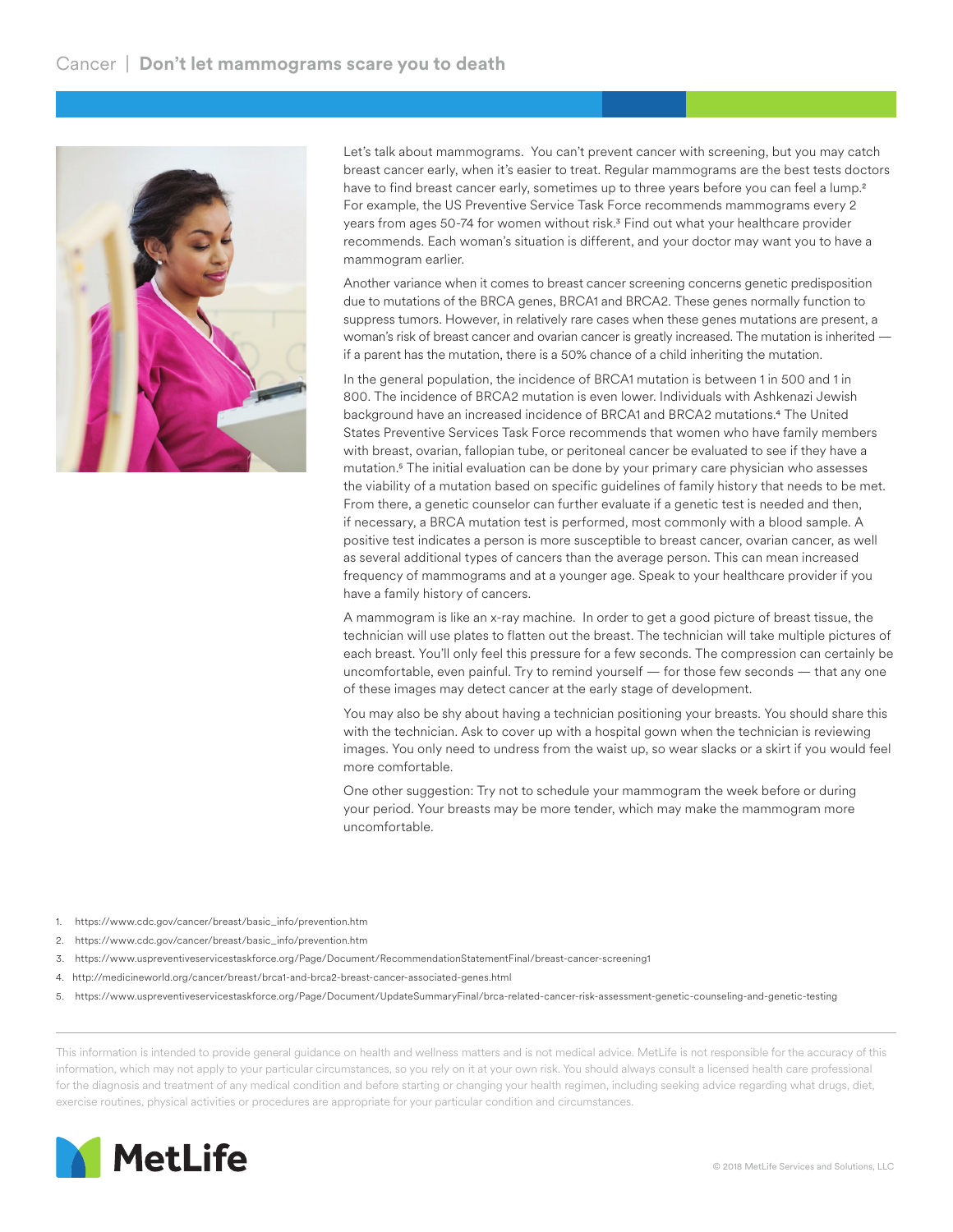Let's talk about mammograms. You can't prevent cancer with screening, but you may catch breast cancer early, when it's easier to treat. Regular mammograms are the best tests doctors have to find breast cancer early, sometimes up to three years before you can feel a lump.[2] For example, the US Preventive Service Task Force recommends mammograms every 2 years from ages 50-74 for women without risk.[3] Find out what your healthcare provider recommends. Each woman's situation is different, and your doctor may want you to have a mammogram earlier.

Another variance when it comes to breast cancer screening concerns genetic predisposition due to mutations of the BRCA genes, BRCA1 and BRCA2. These genes normally function to suppress tumors. However, in relatively rare cases when these genes mutations are present, a woman's risk of breast cancer and ovarian cancer is greatly increased. The mutation is inherited — if a parent has the mutation, there is a 50% chance of a child inheriting the mutation.

In the general population, the incidence of BRCA1 mutation is between 1 in 500 and 1 in 800. The incidence of BRCA2 mutation is even lower. Individuals with Ashkenazi Jewish background have an increased incidence of BRCA1 and BRCA2 mutations.[4] The United States Preventive Services Task Force recommends that women who have family members with breast, ovarian, fallopian tube, or peritoneal cancer be evaluated to see if they have a mutation.[5] The initial evaluation can be done by your primary care physician who assesses the viability of a mutation based on specific guidelines of family history that needs to be met. From there, a genetic counselor can further evaluate if a genetic test is needed and then, if necessary, a BRCA mutation test is performed, most commonly with a blood sample. A positive test indicates a person is more susceptible to breast cancer, ovarian cancer, as well as several additional types of cancers than the average person. This can mean increased frequency of mammograms and at a younger age. Speak to your healthcare provider if you have a family history of cancers.

A mammogram is like an x-ray machine. In order to get a good picture of breast tissue, the technician will use plates to flatten out the breast. The technician will take multiple pictures of each breast. You'll only feel this pressure for a few seconds. The compression can certainly be uncomfortable, even painful. Try to remind yourself — for those few seconds — that any one of these images may detect cancer at the early stage of development.

You may also be shy about having a technician positioning your breasts. You should share this with the technician. Ask to cover up with a hospital gown when the technician is reviewing images. You only need to undress from the waist up, so wear slacks or a skirt if you would feel more comfortable.

One other suggestion: Try not to schedule your mammogram the week before or during your period. Your breasts may be more tender, which may make the mammogram more uncomfortable.

1. https://www.cdc.gov/cancer/breast/basic_info/prevention.htm
2. https://www.cdc.gov/cancer/breast/basic_info/prevention.htm
3. https://www.uspreventiveservicestaskforce.org/Page/Document/RecommendationStatementFinal/breast-cancer-screening1
4. http://medicineworld.org/cancer/breast/brca1-and-brca2-breast-cancer-associated-genes.html
5. https://www.uspreventiveservicestaskforce.org/Page/Document/UpdateSummaryFinal/brca-related-cancer-risk-assessment-genetic-counseling-and-genetic-testing

This information is intended to provide general guidance on health and wellness matters and is not medical advice. MetLife is not responsible for the accuracy of this information, which may not apply to your particular circumstances, so you rely on it at your own risk. You should always consult a licensed health care professional for the diagnosis and treatment of any medical condition and before starting or changing your health regimen, including seeking advice regarding what drugs, diet, exercise routines, physical activities or procedures are appropriate for your particular condition and circumstances.

MetLife

© 2018 MetLife Services and Solutions, LLC